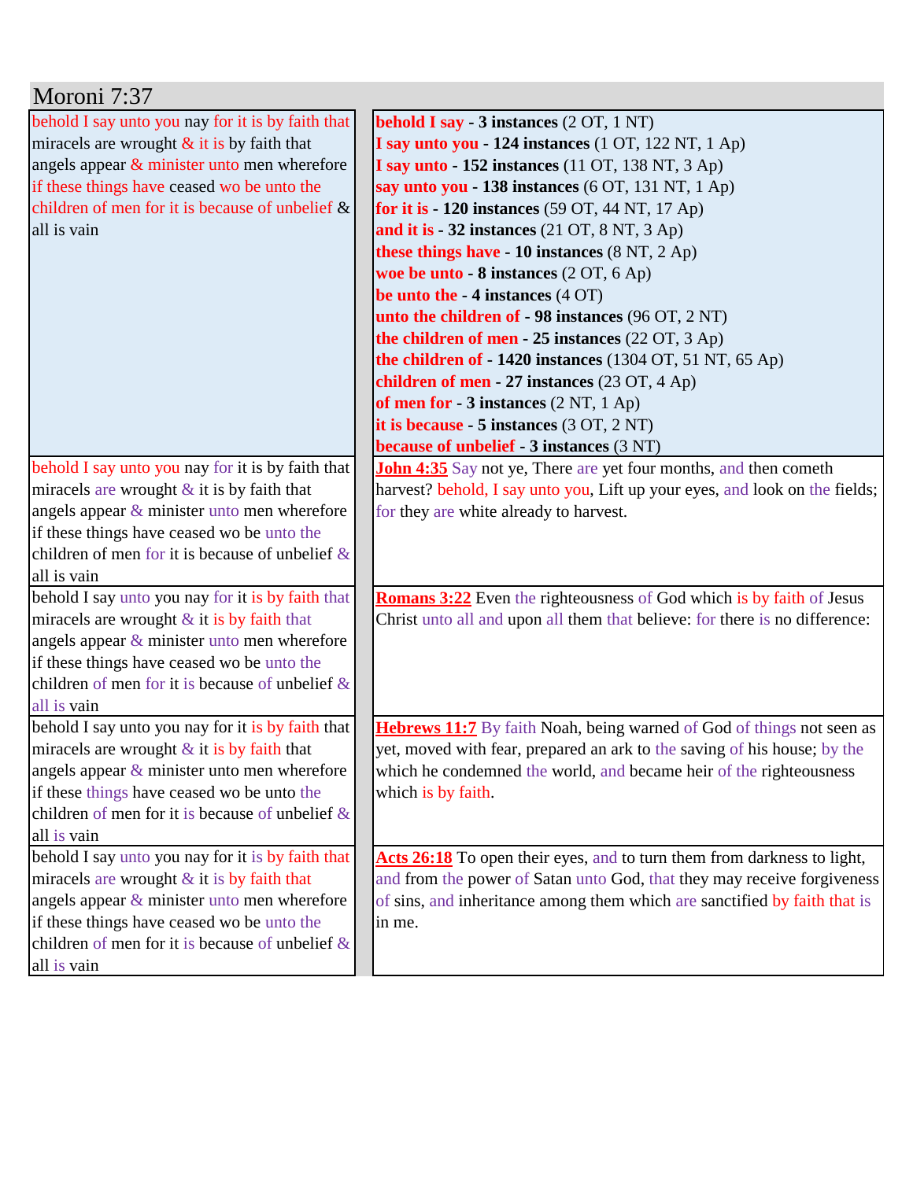## Moroni 7:37

| | |
|---|---|
| behold I say unto you nay for it is by faith that miracels are wrought & it is by faith that angels appear & minister unto men wherefore if these things have ceased wo be unto the children of men for it is because of unbelief & all is vain | **behold I say - 3 instances** (2 OT, 1 NT)<br>**I say unto you - 124 instances** (1 OT, 122 NT, 1 Ap)<br>**I say unto - 152 instances** (11 OT, 138 NT, 3 Ap)<br>**say unto you - 138 instances** (6 OT, 131 NT, 1 Ap)<br>**for it is - 120 instances** (59 OT, 44 NT, 17 Ap)<br>**and it is - 32 instances** (21 OT, 8 NT, 3 Ap)<br>**these things have - 10 instances** (8 NT, 2 Ap)<br>**woe be unto - 8 instances** (2 OT, 6 Ap)<br>**be unto the - 4 instances** (4 OT)<br>**unto the children of - 98 instances** (96 OT, 2 NT)<br>**the children of men - 25 instances** (22 OT, 3 Ap)<br>**the children of - 1420 instances** (1304 OT, 51 NT, 65 Ap)<br>**children of men - 27 instances** (23 OT, 4 Ap)<br>**of men for - 3 instances** (2 NT, 1 Ap)<br>**it is because - 5 instances** (3 OT, 2 NT)<br>**because of unbelief - 3 instances** (3 NT) |
| behold I say unto you nay for it is by faith that miracels are wrought & it is by faith that angels appear & minister unto men wherefore if these things have ceased wo be unto the children of men for it is because of unbelief & all is vain | **John 4:35** Say not ye, There are yet four months, and then cometh harvest? behold, I say unto you, Lift up your eyes, and look on the fields; for they are white already to harvest. |
| behold I say unto you nay for it is by faith that miracels are wrought & it is by faith that angels appear & minister unto men wherefore if these things have ceased wo be unto the children of men for it is because of unbelief & all is vain | **Romans 3:22** Even the righteousness of God which is by faith of Jesus Christ unto all and upon all them that believe: for there is no difference: |
| behold I say unto you nay for it is by faith that miracels are wrought & it is by faith that angels appear & minister unto men wherefore if these things have ceased wo be unto the children of men for it is because of unbelief & all is vain | **Hebrews 11:7** By faith Noah, being warned of God of things not seen as yet, moved with fear, prepared an ark to the saving of his house; by the which he condemned the world, and became heir of the righteousness which is by faith. |
| behold I say unto you nay for it is by faith that miracels are wrought & it is by faith that angels appear & minister unto men wherefore if these things have ceased wo be unto the children of men for it is because of unbelief & all is vain | **Acts 26:18** To open their eyes, and to turn them from darkness to light, and from the power of Satan unto God, that they may receive forgiveness of sins, and inheritance among them which are sanctified by faith that is in me. |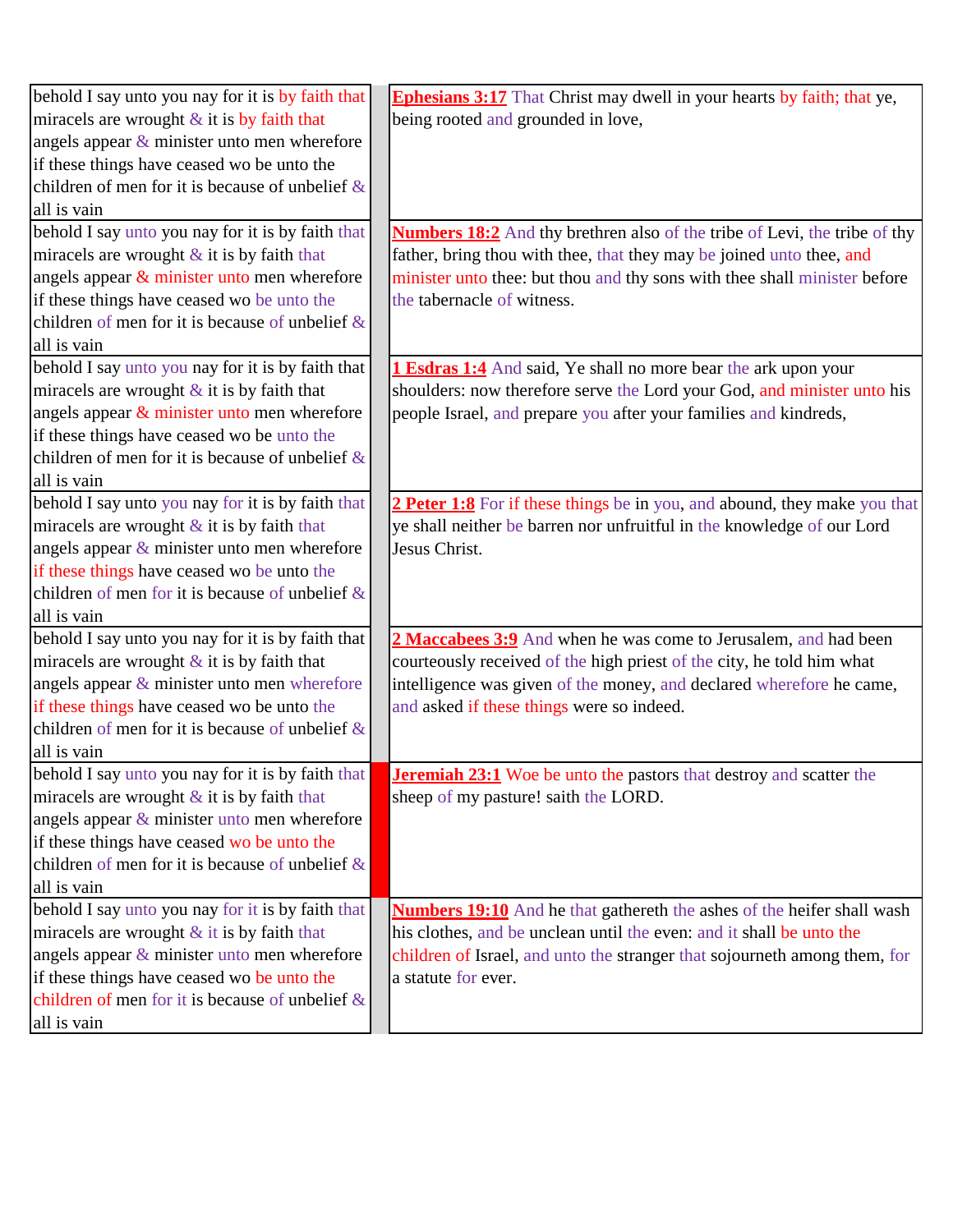| | | |
|---|---|---|
| behold I say unto you nay for it is by faith that miracels are wrought & it is by faith that angels appear & minister unto men wherefore if these things have ceased wo be unto the children of men for it is because of unbelief & all is vain | | **Ephesians 3:17** That Christ may dwell in your hearts by faith; that ye, being rooted and grounded in love, |
| behold I say unto you nay for it is by faith that miracels are wrought & it is by faith that angels appear & minister unto men wherefore if these things have ceased wo be unto the children of men for it is because of unbelief & all is vain | | **Numbers 18:2** And thy brethren also of the tribe of Levi, the tribe of thy father, bring thou with thee, that they may be joined unto thee, and minister unto thee: but thou and thy sons with thee shall minister before the tabernacle of witness. |
| behold I say unto you nay for it is by faith that miracels are wrought & it is by faith that angels appear & minister unto men wherefore if these things have ceased wo be unto the children of men for it is because of unbelief & all is vain | | **1 Esdras 1:4** And said, Ye shall no more bear the ark upon your shoulders: now therefore serve the Lord your God, and minister unto his people Israel, and prepare you after your families and kindreds, |
| behold I say unto you nay for it is by faith that miracels are wrought & it is by faith that angels appear & minister unto men wherefore if these things have ceased wo be unto the children of men for it is because of unbelief & all is vain | | **2 Peter 1:8** For if these things be in you, and abound, they make you that ye shall neither be barren nor unfruitful in the knowledge of our Lord Jesus Christ. |
| behold I say unto you nay for it is by faith that miracels are wrought & it is by faith that angels appear & minister unto men wherefore if these things have ceased wo be unto the children of men for it is because of unbelief & all is vain | | **2 Maccabees 3:9** And when he was come to Jerusalem, and had been courteously received of the high priest of the city, he told him what intelligence was given of the money, and declared wherefore he came, and asked if these things were so indeed. |
| behold I say unto you nay for it is by faith that miracels are wrought & it is by faith that angels appear & minister unto men wherefore if these things have ceased wo be unto the children of men for it is because of unbelief & all is vain | | **Jeremiah 23:1** Woe be unto the pastors that destroy and scatter the sheep of my pasture! saith the LORD. |
| behold I say unto you nay for it is by faith that miracels are wrought & it is by faith that angels appear & minister unto men wherefore if these things have ceased wo be unto the children of men for it is because of unbelief & all is vain | | **Numbers 19:10** And he that gathereth the ashes of the heifer shall wash his clothes, and be unclean until the even: and it shall be unto the children of Israel, and unto the stranger that sojourneth among them, for a statute for ever. |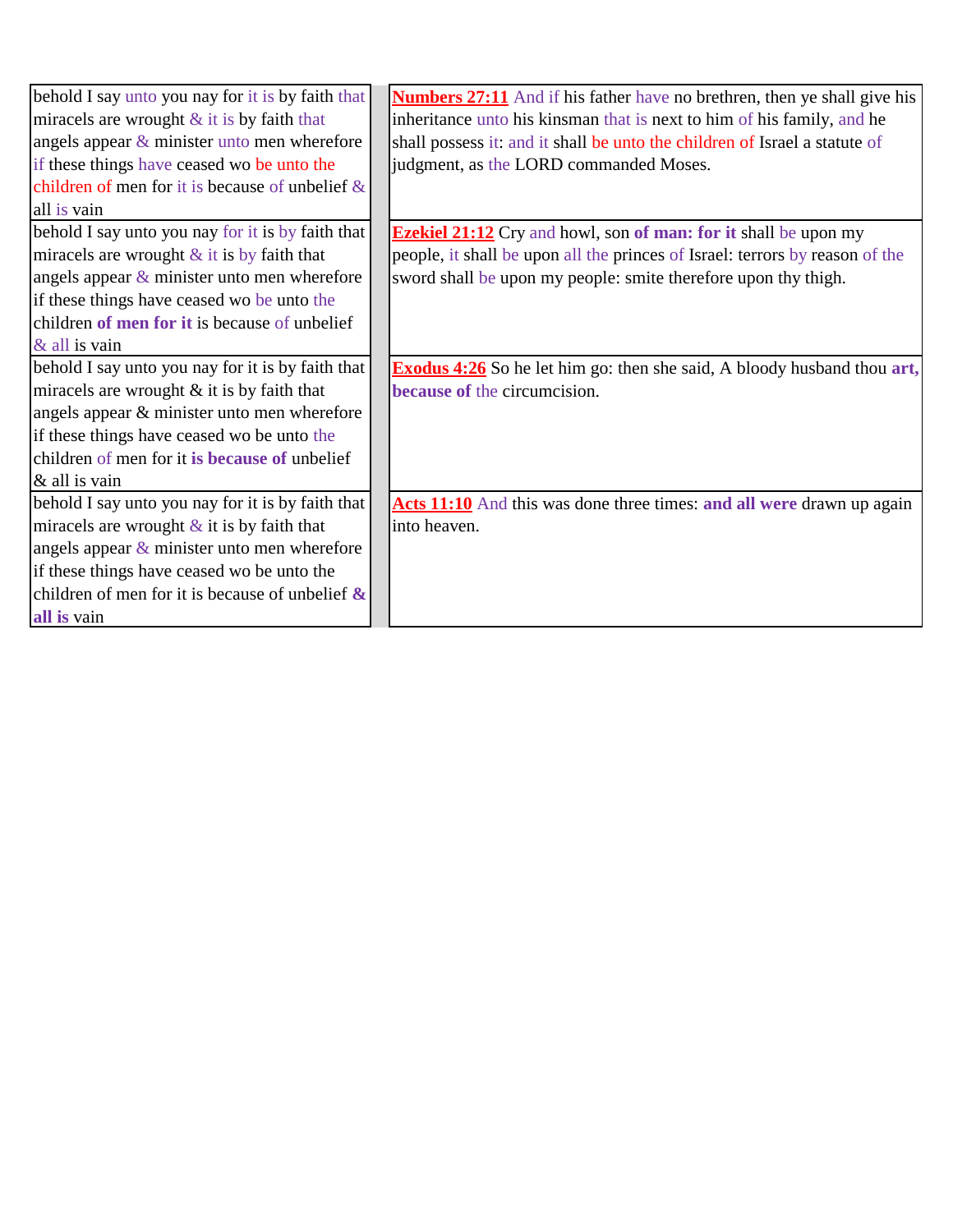| | |
|---|---|
| behold I say unto you nay for it is by faith that miracels are wrought & it is by faith that angels appear & minister unto men wherefore if these things have ceased wo be unto the children of men for it is because of unbelief & all is vain | **Numbers 27:11** And if his father have no brethren, then ye shall give his inheritance unto his kinsman that is next to him of his family, and he shall possess it: and it shall be unto the children of Israel a statute of judgment, as the LORD commanded Moses. |
| behold I say unto you nay for it is by faith that miracels are wrought & it is by faith that angels appear & minister unto men wherefore if these things have ceased wo be unto the children **of men for it** is because of unbelief & all is vain | **Ezekiel 21:12** Cry and howl, son **of man: for it** shall be upon my people, it shall be upon all the princes of Israel: terrors by reason of the sword shall be upon my people: smite therefore upon thy thigh. |
| behold I say unto you nay for it is by faith that miracels are wrought & it is by faith that angels appear & minister unto men wherefore if these things have ceased wo be unto the children of men for it **is because of** unbelief & all is vain | **Exodus 4:26** So he let him go: then she said, A bloody husband thou **art, because of** the circumcision. |
| behold I say unto you nay for it is by faith that miracels are wrought & it is by faith that angels appear & minister unto men wherefore if these things have ceased wo be unto the children of men for it is because of unbelief **& all is** vain | **Acts 11:10** And this was done three times: **and all were** drawn up again into heaven. |